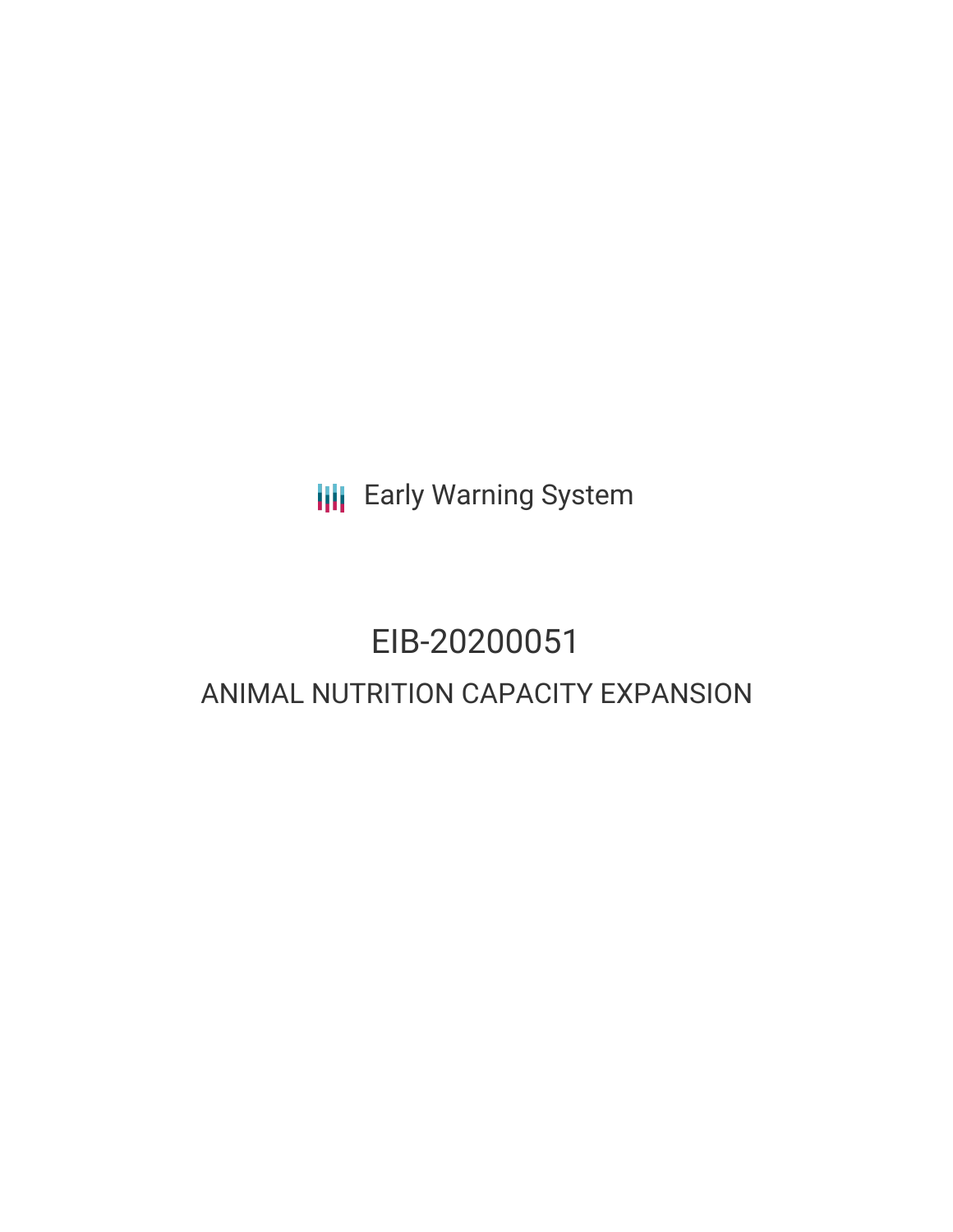Early Warning System

# EIB-20200051

## ANIMAL NUTRITION CAPACITY EXPANSION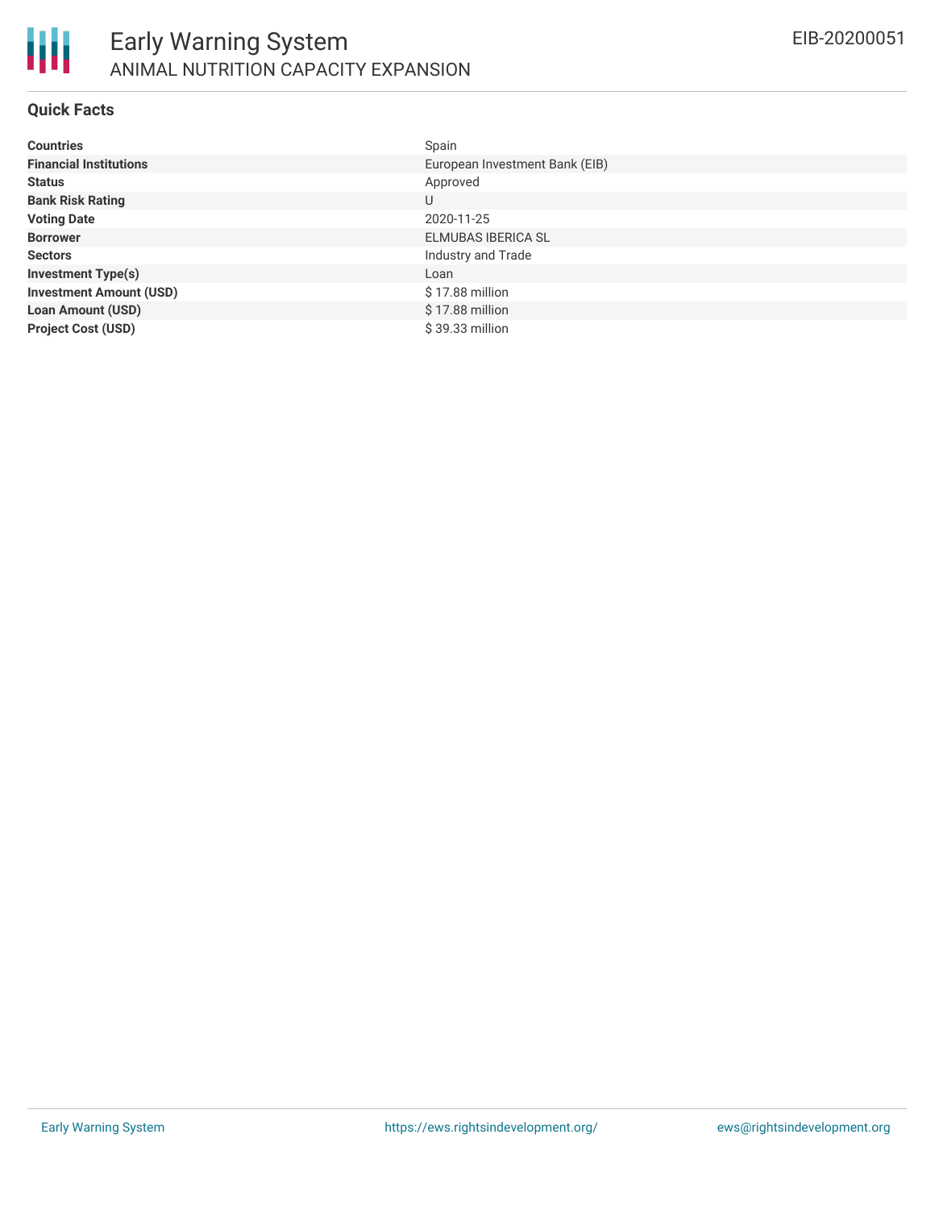# Early Warning System

## ANIMAL NUTRITION CAPACITY EXPANSION

EIB-20200051

### Quick Facts

| | |
|---|---|
| **Countries** | Spain |
| **Financial Institutions** | European Investment Bank (EIB) |
| **Status** | Approved |
| **Bank Risk Rating** | U |
| **Voting Date** | 2020-11-25 |
| **Borrower** | ELMUBAS IBERICA SL |
| **Sectors** | Industry and Trade |
| **Investment Type(s)** | Loan |
| **Investment Amount (USD)** | $ 17.88 million |
| **Loan Amount (USD)** | $ 17.88 million |
| **Project Cost (USD)** | $ 39.33 million |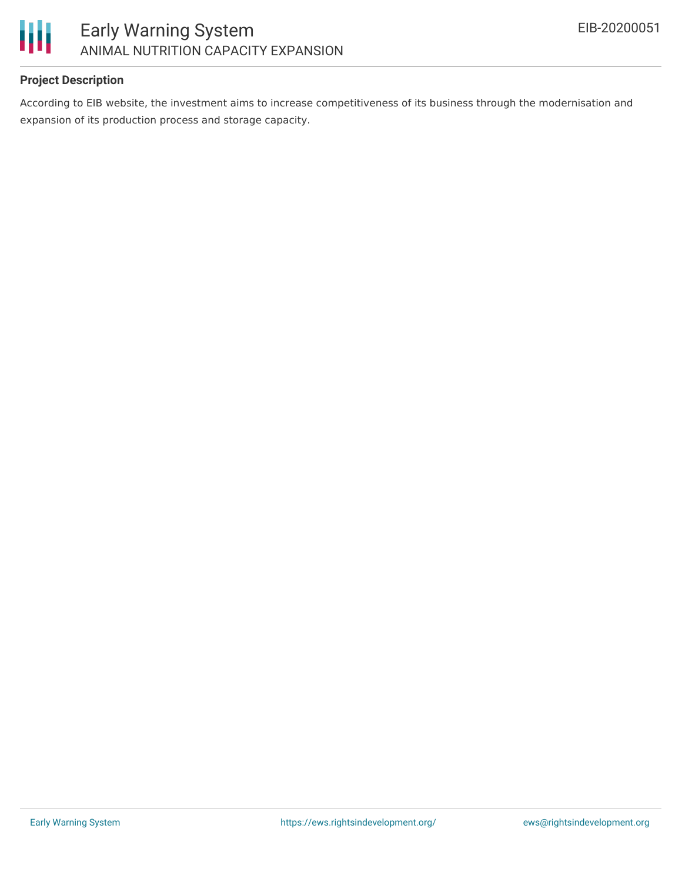**Project Description**

According to EIB website, the investment aims to increase competitiveness of its business through the modernisation and expansion of its production process and storage capacity.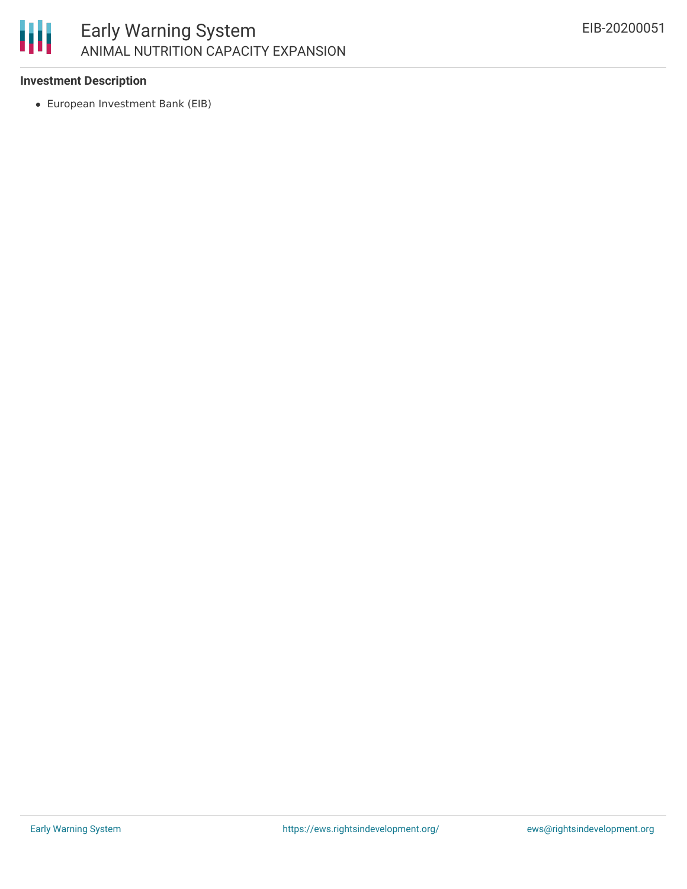### Investment Description

- European Investment Bank (EIB)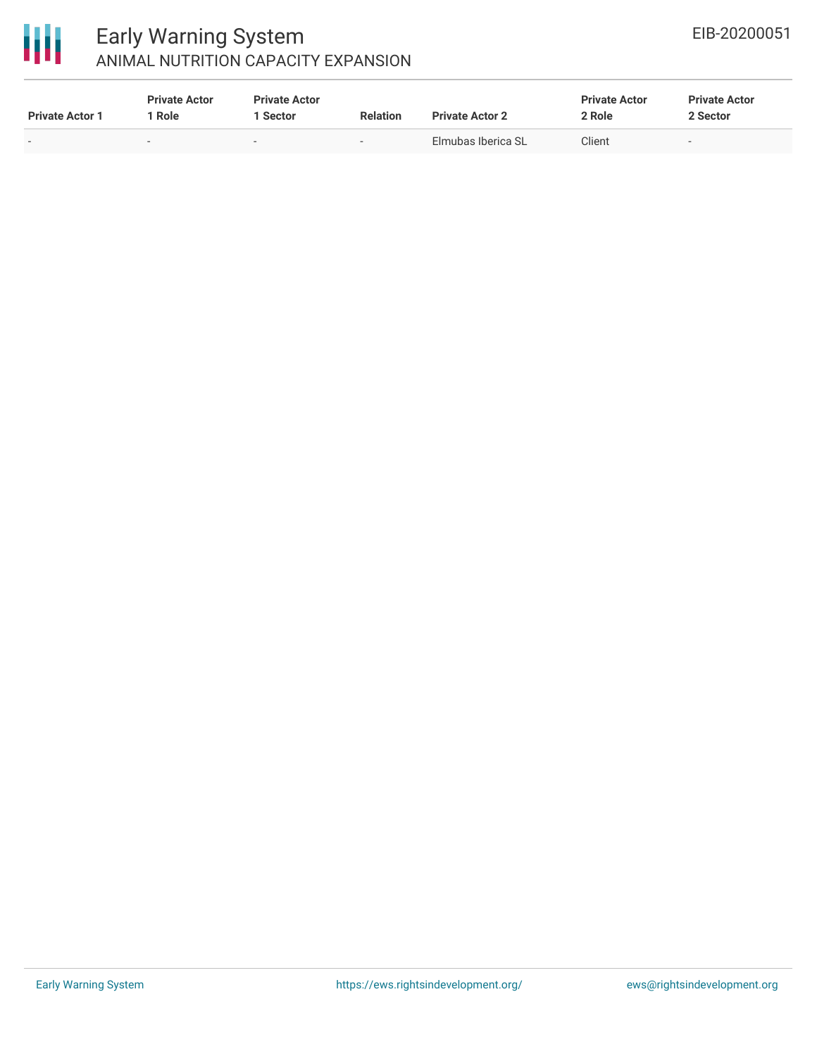| Private Actor 1 | Private Actor 1 Role | Private Actor 1 Sector | Relation | Private Actor 2 | Private Actor 2 Role | Private Actor 2 Sector |
|---|---|---|---|---|---|---|
| - | - | - | - | Elmubas Iberica SL | Client | - |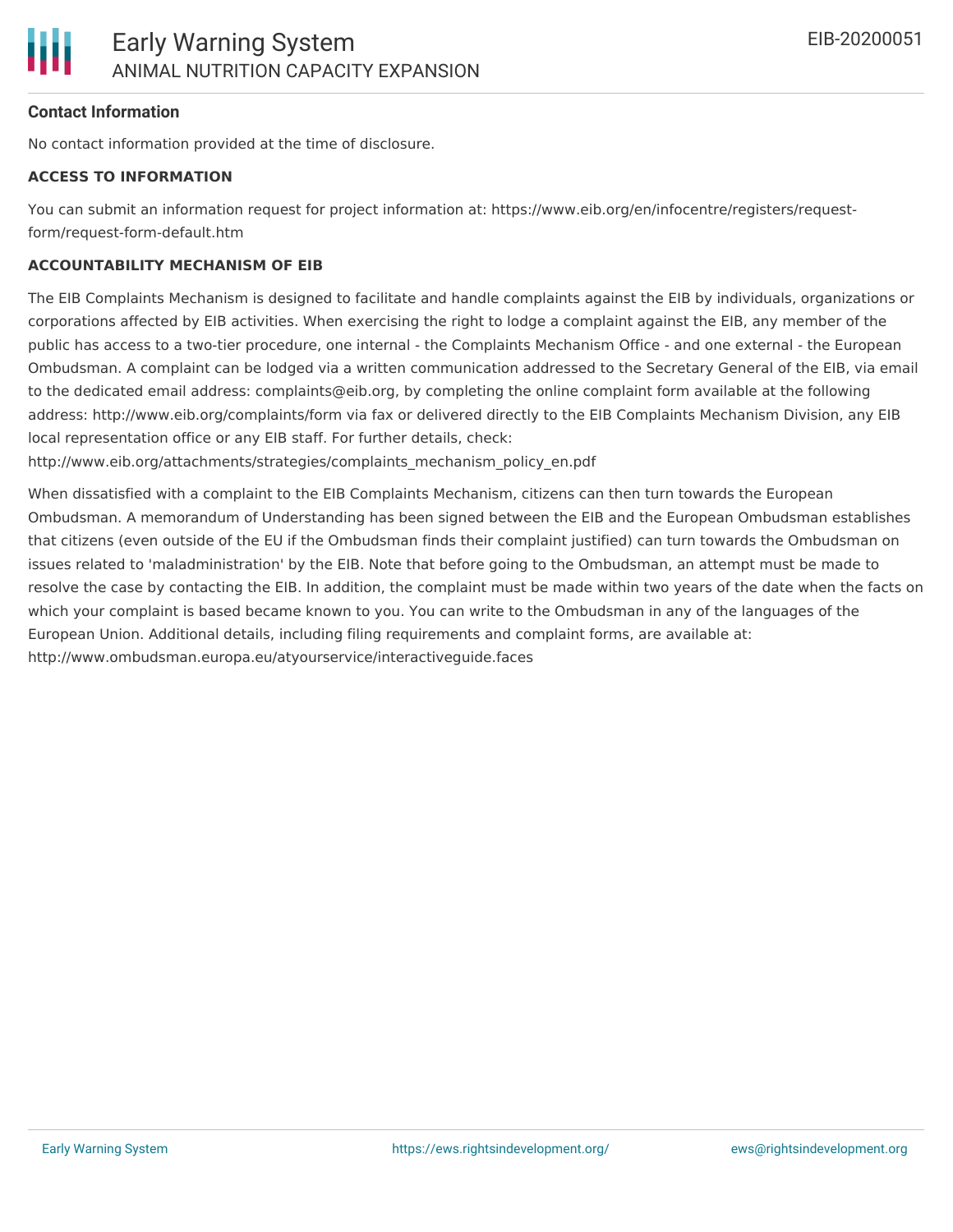#### Contact Information

No contact information provided at the time of disclosure.

**ACCESS TO INFORMATION**

You can submit an information request for project information at: https://www.eib.org/en/infocentre/registers/request-form/request-form-default.htm

**ACCOUNTABILITY MECHANISM OF EIB**

The EIB Complaints Mechanism is designed to facilitate and handle complaints against the EIB by individuals, organizations or corporations affected by EIB activities. When exercising the right to lodge a complaint against the EIB, any member of the public has access to a two-tier procedure, one internal - the Complaints Mechanism Office - and one external - the European Ombudsman. A complaint can be lodged via a written communication addressed to the Secretary General of the EIB, via email to the dedicated email address: complaints@eib.org, by completing the online complaint form available at the following address: http://www.eib.org/complaints/form via fax or delivered directly to the EIB Complaints Mechanism Division, any EIB local representation office or any EIB staff. For further details, check: http://www.eib.org/attachments/strategies/complaints_mechanism_policy_en.pdf

When dissatisfied with a complaint to the EIB Complaints Mechanism, citizens can then turn towards the European Ombudsman. A memorandum of Understanding has been signed between the EIB and the European Ombudsman establishes that citizens (even outside of the EU if the Ombudsman finds their complaint justified) can turn towards the Ombudsman on issues related to 'maladministration' by the EIB. Note that before going to the Ombudsman, an attempt must be made to resolve the case by contacting the EIB. In addition, the complaint must be made within two years of the date when the facts on which your complaint is based became known to you. You can write to the Ombudsman in any of the languages of the European Union. Additional details, including filing requirements and complaint forms, are available at: http://www.ombudsman.europa.eu/atyourservice/interactiveguide.faces